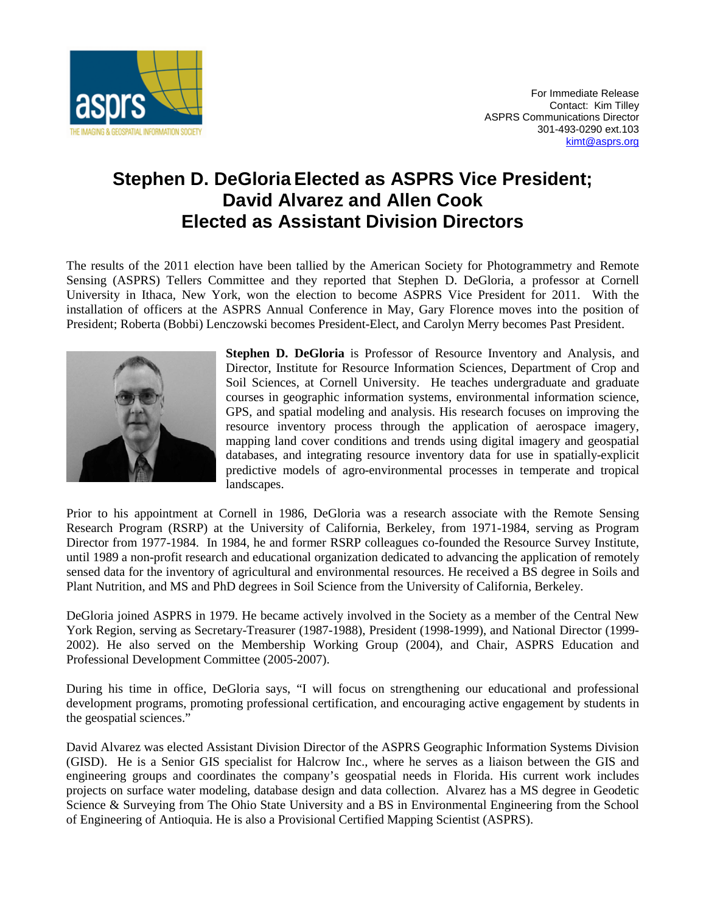For Immediate Release
Contact: Kim Tilley
ASPRS Communications Director
301-493-0290 ext.103
kimt@asprs.org

# Stephen D. DeGloria Elected as ASPRS Vice President; David Alvarez and Allen Cook Elected as Assistant Division Directors

The results of the 2011 election have been tallied by the American Society for Photogrammetry and Remote Sensing (ASPRS) Tellers Committee and they reported that Stephen D. DeGloria, a professor at Cornell University in Ithaca, New York, won the election to become ASPRS Vice President for 2011. With the installation of officers at the ASPRS Annual Conference in May, Gary Florence moves into the position of President; Roberta (Bobbi) Lenczowski becomes President-Elect, and Carolyn Merry becomes Past President.

**Stephen D. DeGloria** is Professor of Resource Inventory and Analysis, and Director, Institute for Resource Information Sciences, Department of Crop and Soil Sciences, at Cornell University. He teaches undergraduate and graduate courses in geographic information systems, environmental information science, GPS, and spatial modeling and analysis. His research focuses on improving the resource inventory process through the application of aerospace imagery, mapping land cover conditions and trends using digital imagery and geospatial databases, and integrating resource inventory data for use in spatially-explicit predictive models of agro-environmental processes in temperate and tropical landscapes.

Prior to his appointment at Cornell in 1986, DeGloria was a research associate with the Remote Sensing Research Program (RSRP) at the University of California, Berkeley, from 1971-1984, serving as Program Director from 1977-1984. In 1984, he and former RSRP colleagues co-founded the Resource Survey Institute, until 1989 a non-profit research and educational organization dedicated to advancing the application of remotely sensed data for the inventory of agricultural and environmental resources. He received a BS degree in Soils and Plant Nutrition, and MS and PhD degrees in Soil Science from the University of California, Berkeley.

DeGloria joined ASPRS in 1979. He became actively involved in the Society as a member of the Central New York Region, serving as Secretary-Treasurer (1987-1988), President (1998-1999), and National Director (1999-2002). He also served on the Membership Working Group (2004), and Chair, ASPRS Education and Professional Development Committee (2005-2007).

During his time in office, DeGloria says, "I will focus on strengthening our educational and professional development programs, promoting professional certification, and encouraging active engagement by students in the geospatial sciences."

David Alvarez was elected Assistant Division Director of the ASPRS Geographic Information Systems Division (GISD). He is a Senior GIS specialist for Halcrow Inc., where he serves as a liaison between the GIS and engineering groups and coordinates the company's geospatial needs in Florida. His current work includes projects on surface water modeling, database design and data collection. Alvarez has a MS degree in Geodetic Science & Surveying from The Ohio State University and a BS in Environmental Engineering from the School of Engineering of Antioquia. He is also a Provisional Certified Mapping Scientist (ASPRS).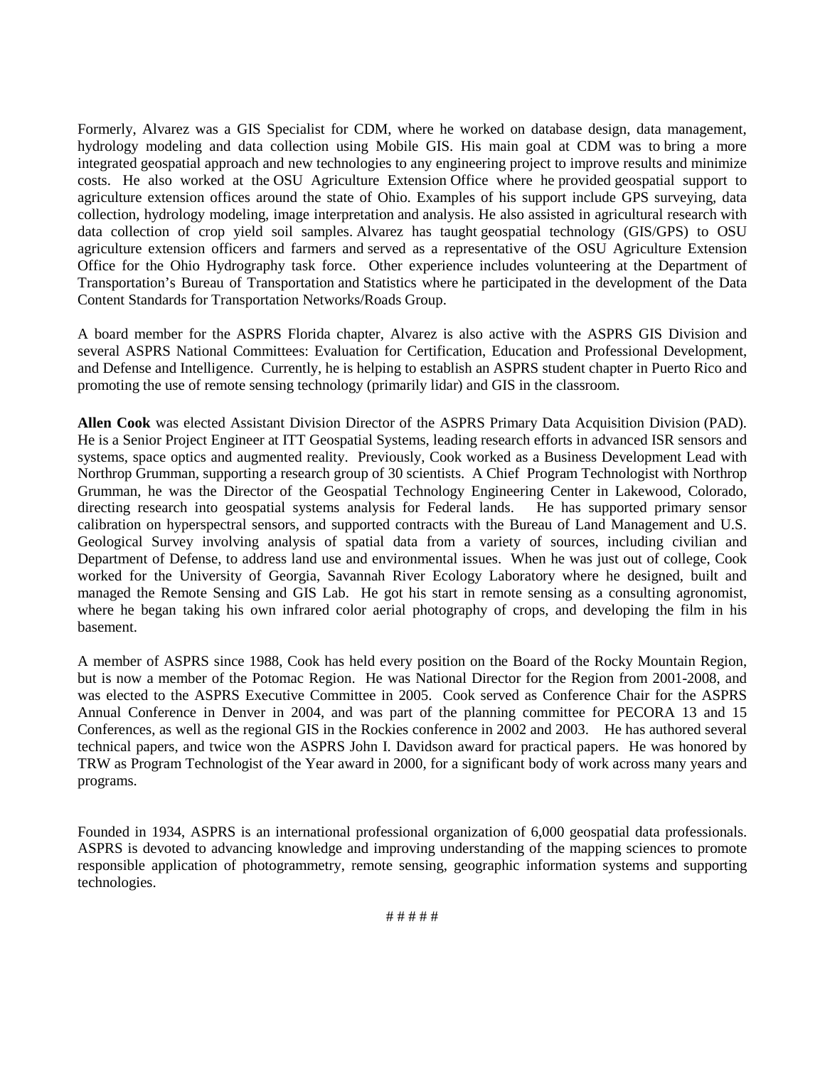Formerly, Alvarez was a GIS Specialist for CDM, where he worked on database design, data management, hydrology modeling and data collection using Mobile GIS. His main goal at CDM was to bring a more integrated geospatial approach and new technologies to any engineering project to improve results and minimize costs. He also worked at the OSU Agriculture Extension Office where he provided geospatial support to agriculture extension offices around the state of Ohio. Examples of his support include GPS surveying, data collection, hydrology modeling, image interpretation and analysis. He also assisted in agricultural research with data collection of crop yield soil samples. Alvarez has taught geospatial technology (GIS/GPS) to OSU agriculture extension officers and farmers and served as a representative of the OSU Agriculture Extension Office for the Ohio Hydrography task force. Other experience includes volunteering at the Department of Transportation's Bureau of Transportation and Statistics where he participated in the development of the Data Content Standards for Transportation Networks/Roads Group.

A board member for the ASPRS Florida chapter, Alvarez is also active with the ASPRS GIS Division and several ASPRS National Committees: Evaluation for Certification, Education and Professional Development, and Defense and Intelligence. Currently, he is helping to establish an ASPRS student chapter in Puerto Rico and promoting the use of remote sensing technology (primarily lidar) and GIS in the classroom.

**Allen Cook** was elected Assistant Division Director of the ASPRS Primary Data Acquisition Division (PAD). He is a Senior Project Engineer at ITT Geospatial Systems, leading research efforts in advanced ISR sensors and systems, space optics and augmented reality. Previously, Cook worked as a Business Development Lead with Northrop Grumman, supporting a research group of 30 scientists. A Chief Program Technologist with Northrop Grumman, he was the Director of the Geospatial Technology Engineering Center in Lakewood, Colorado, directing research into geospatial systems analysis for Federal lands. He has supported primary sensor calibration on hyperspectral sensors, and supported contracts with the Bureau of Land Management and U.S. Geological Survey involving analysis of spatial data from a variety of sources, including civilian and Department of Defense, to address land use and environmental issues. When he was just out of college, Cook worked for the University of Georgia, Savannah River Ecology Laboratory where he designed, built and managed the Remote Sensing and GIS Lab. He got his start in remote sensing as a consulting agronomist, where he began taking his own infrared color aerial photography of crops, and developing the film in his basement.

A member of ASPRS since 1988, Cook has held every position on the Board of the Rocky Mountain Region, but is now a member of the Potomac Region. He was National Director for the Region from 2001-2008, and was elected to the ASPRS Executive Committee in 2005. Cook served as Conference Chair for the ASPRS Annual Conference in Denver in 2004, and was part of the planning committee for PECORA 13 and 15 Conferences, as well as the regional GIS in the Rockies conference in 2002 and 2003. He has authored several technical papers, and twice won the ASPRS John I. Davidson award for practical papers. He was honored by TRW as Program Technologist of the Year award in 2000, for a significant body of work across many years and programs.

Founded in 1934, ASPRS is an international professional organization of 6,000 geospatial data professionals. ASPRS is devoted to advancing knowledge and improving understanding of the mapping sciences to promote responsible application of photogrammetry, remote sensing, geographic information systems and supporting technologies.

# # # # #